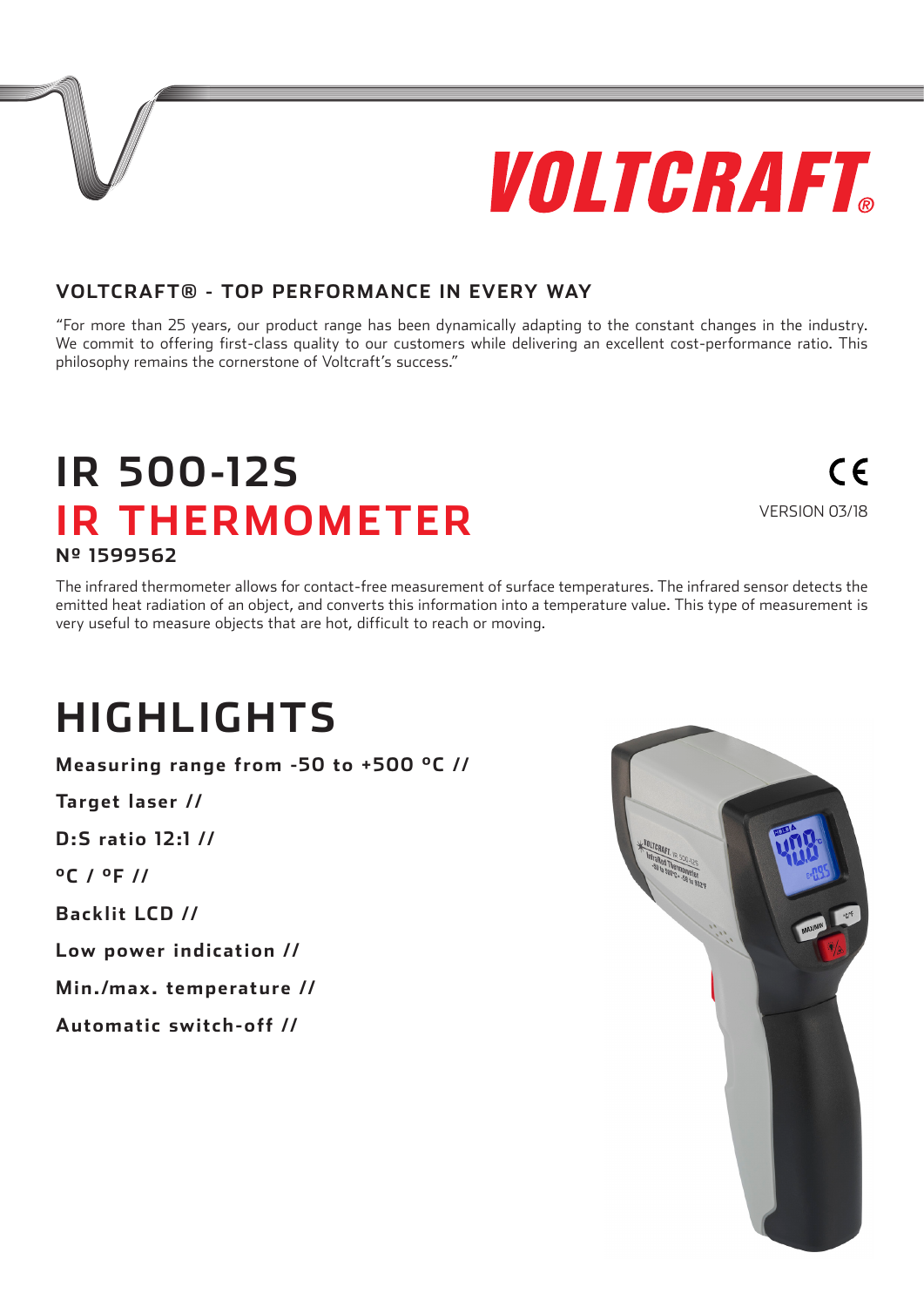VOLTCRAFT®

## VOLTCRAFT® - TOP PERFORMANCE IN EVERY WAY

"For more than 25 years, our product range has been dynamically adapting to the constant changes in the industry. We commit to offering first-class quality to our customers while delivering an excellent cost-performance ratio. This philosophy remains the cornerstone of Voltcraft's success."

# IR 500-12S

# IR THERMOMETER

**Nº 1599562**

VERSION 03/18

The infrared thermometer allows for contact-free measurement of surface temperatures. The infrared sensor detects the emitted heat radiation of an object, and converts this information into a temperature value. This type of measurement is very useful to measure objects that are hot, difficult to reach or moving.

# HIGHLIGHTS

**Measuring range from -50 to +500 °C //**

**Target laser //**

**D:S ratio 12:1 //**

**°C / °F //**

**Backlit LCD //**

**Low power indication //**

**Min./max. temperature //**

**Automatic switch-off //**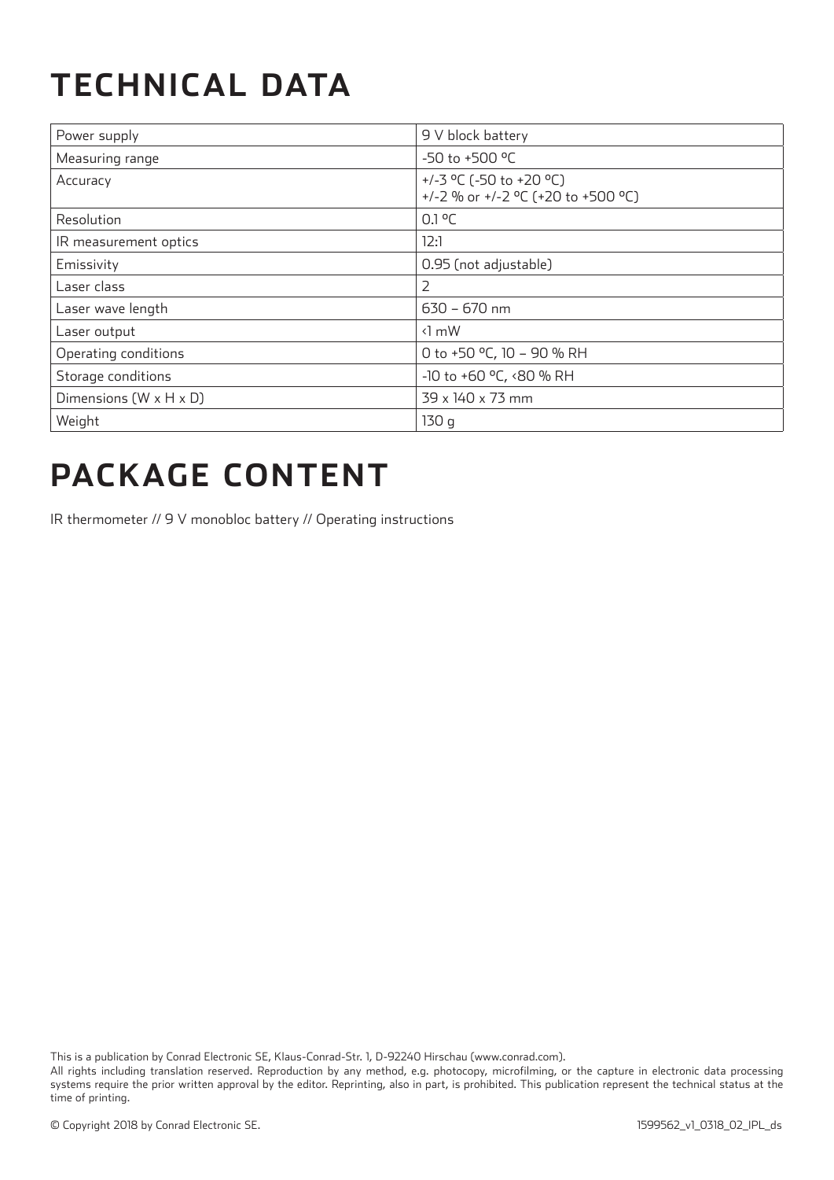# TECHNICAL DATA

| | |
|---|---|
| Power supply | 9 V block battery |
| Measuring range | -50 to +500 °C |
| Accuracy | +/-3 °C (-50 to +20 °C)<br>+/-2 % or +/-2 °C (+20 to +500 °C) |
| Resolution | 0.1 °C |
| IR measurement optics | 12:1 |
| Emissivity | 0.95 (not adjustable) |
| Laser class | 2 |
| Laser wave length | 630 – 670 nm |
| Laser output | <1 mW |
| Operating conditions | 0 to +50 °C, 10 – 90 % RH |
| Storage conditions | -10 to +60 °C, <80 % RH |
| Dimensions (W x H x D) | 39 x 140 x 73 mm |
| Weight | 130 g |

# PACKAGE CONTENT

IR thermometer // 9 V monobloc battery // Operating instructions

This is a publication by Conrad Electronic SE, Klaus-Conrad-Str. 1, D-92240 Hirschau (www.conrad.com).

All rights including translation reserved. Reproduction by any method, e.g. photocopy, microfilming, or the capture in electronic data processing systems require the prior written approval by the editor. Reprinting, also in part, is prohibited. This publication represent the technical status at the time of printing.

© Copyright 2018 by Conrad Electronic SE.

1599562_v1_0318_02_IPL_ds